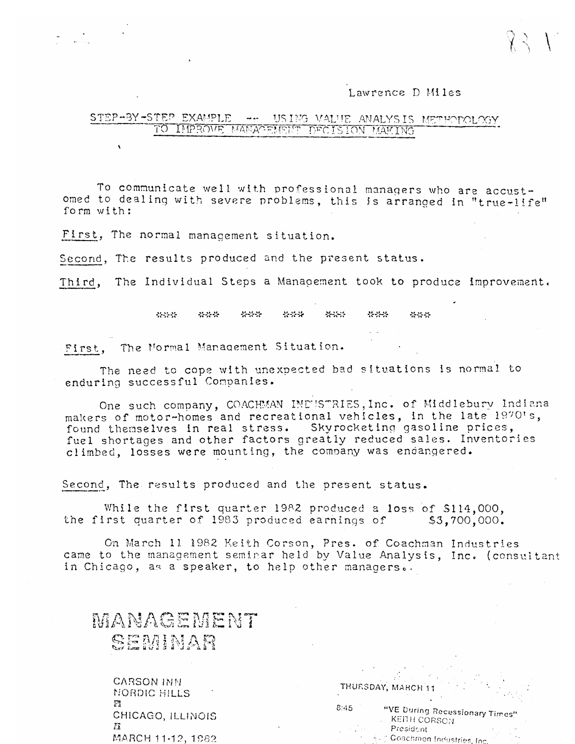Lawrence D Miles

## STEP-BY-STEP EXAMPLE -- USING VALUE ANALYSIS METHODOLOGY TO IMPROVE MANAGEMENT DECISION MAKING

To communicate well with professional managers who are accustomed to dealing with severe problems, this is arranged in "true-life" form with:

First, The normal management situation.

Second, The results produced and the present status.

Third, The Individual Steps a Management took to produce improvement.

\*\*\* \*\*\* \*\*\* \*\*\* \*\*\* \*\*\* \*\*\*

First, The Normal Management Situation.

The need to cope with unexpected bad situations is normal to enduring successful Companies.

One such company, COACHMAN INDUSTRIES, Inc. of Middlebury Indiana makers of motor-homes and recreational vehicles, in the late 1970's, found themselves in real stress. Skyrocketing gasoline prices, fuel shortages and other factors greatly reduced sales. Inventories climbed, losses were mounting, the company was endangered.

Second, The results produced and the present status.

While the first quarter 1982 produced a loss of $114,000, the first quarter of 1983 produced earnings of $3,700,000.

On March 11 1982 Keith Corson, Pres. of Coachman Industries came to the management seminar held by Value Analysis, Inc. (consultant in Chicago, as a speaker, to help other managers..

MANAGEMENT SEMINAR

CARSON INN
NORDIC HILLS
CHICAGO, ILLINOIS
MARCH 11-12, 1982

THURSDAY, MARCH 11

8:45 "VE During Recessionary Times"
KEITH CORSON
President
Coachmen Industries, Inc.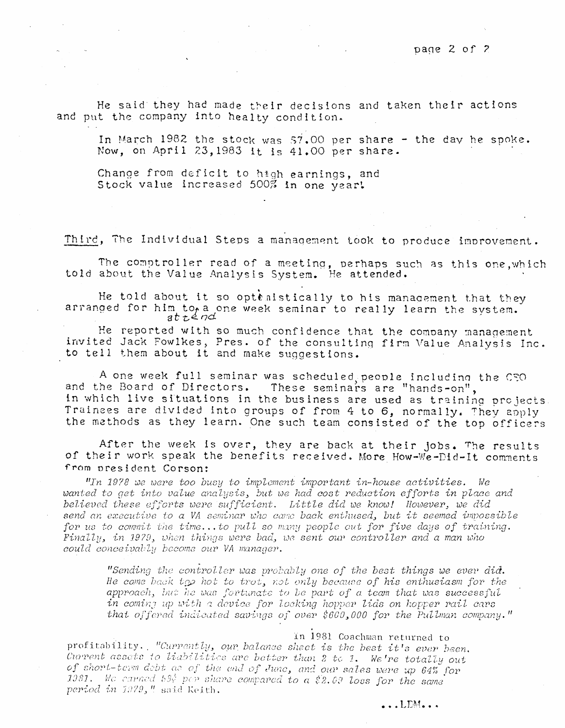He said they had made their decisions and taken their actions and put the company into healty condition.

In March 1982 the stock was $7.00 per share - the day he spoke. Now, on April 23,1983 it is 41.00 per share.

Change from deficit to high earnings, and
Stock value increased 500% in one year!

Third, The Individual Steps a management took to produce improvement.

The comptroller read of a meeting, perhaps such as this one,which told about the Value Analysis System. He attended.

He told about it so optimistically to his management that they arranged for him to attend a one week seminar to really learn the system.

He reported with so much confidence that the company management invited Jack Fowlkes, Pres. of the consulting firm Value Analysis Inc. to tell them about it and make suggestions.

A one week full seminar was scheduled, people including the CEO and the Board of Directors. These seminars are "hands-on", in which live situations in the business are used as training projects. Trainees are divided into groups of from 4 to 6, normally. They apply the methods as they learn. One such team consisted of the top officers

After the week is over, they are back at their jobs. The results of their work speak the benefits received. More How-We-Did-It comments from president Corson:

*"In 1978 we were too busy to implement important in-house activities. We wanted to get into value analysis, but we had cost reduction efforts in place and believed these efforts were sufficient. Little did we know! However, we did send an executive to a VA seminar who came back enthused, but it seemed impossible for us to commit the time...to pull so many people out for five days of training. Finally, in 1979, when things were bad, we sent our controller and a man who could conceivably become our VA manager.*

*"Sending the controller was probably one of the best things we ever did. He came back too hot to trot, not only because of his enthusiasm for the approach, but he was fortunate to be part of a team that was successful in coming up with a device for locking hopper lids on hopper rail cars that offered indicated savings of over $600,000 for the Pullman company."*

In 1981 Coachman returned to profitability. *"Currently, our balance sheet is the best it's ever been. Current assets to liabilities are better than 2 to 1. We're totally out of short-term debt as of the end of June, and our sales were up 64% for 1981. We earned 59¢ per share compared to a $2.09 loss for the same period in 1979,"* said Keith.

...LDM...